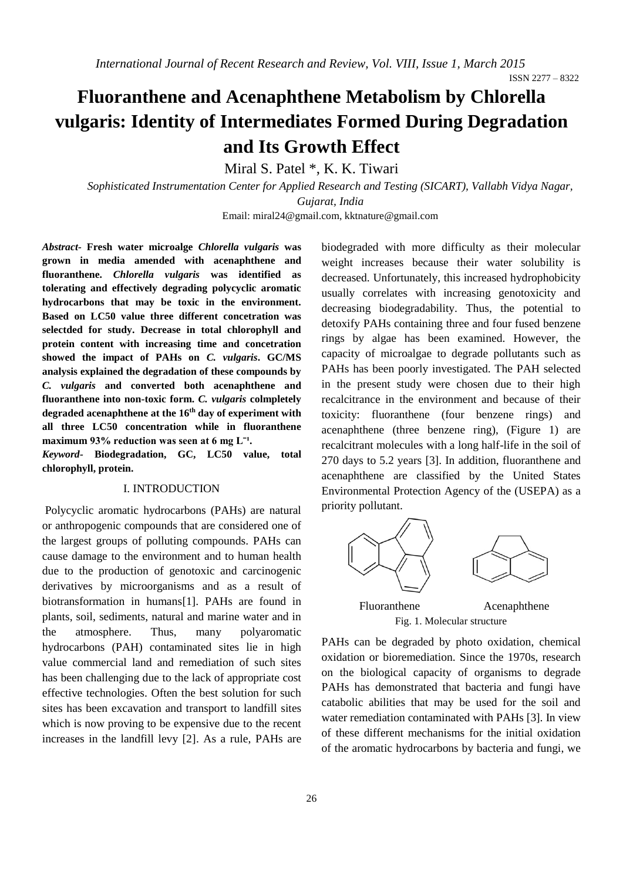# Fluoranthene and Acenaphthene Metabolism by Chlorella vulgaris: Identity of Intermediates Formed During Degradation and Its Growth Effect

Miral S. Patel *, K. K. Tiwari

*Sophisticated Instrumentation Center for Applied Research and Testing (SICART), Vallabh Vidya Nagar, Gujarat, India*

Email: miral24@gmail.com, kktnature@gmail.com

***Abstract-*** **Fresh water microalge *Chlorella vulgaris* was grown in media amended with acenaphthene and fluoranthene. *Chlorella vulgaris* was identified as tolerating and effectively degrading polycyclic aromatic hydrocarbons that may be toxic in the environment. Based on LC50 value three different concetration was selectded for study. Decrease in total chlorophyll and protein content with increasing time and concetration showed the impact of PAHs on *C. vulgaris*. GC/MS analysis explained the degradation of these compounds by *C. vulgaris* and converted both acenaphthene and fluoranthene into non-toxic form. *C. vulgaris* colmpletely degraded acenaphthene at the 16th day of experiment with all three LC50 concentration while in fluoranthene maximum 93% reduction was seen at 6 mg $L^{-1}$.**

***Keyword-*** **Biodegradation, GC, LC50 value, total chlorophyll, protein.**

## I. INTRODUCTION

Polycyclic aromatic hydrocarbons (PAHs) are natural or anthropogenic compounds that are considered one of the largest groups of polluting compounds. PAHs can cause damage to the environment and to human health due to the production of genotoxic and carcinogenic derivatives by microorganisms and as a result of biotransformation in humans[1]. PAHs are found in plants, soil, sediments, natural and marine water and in the atmosphere. Thus, many polyaromatic hydrocarbons (PAH) contaminated sites lie in high value commercial land and remediation of such sites has been challenging due to the lack of appropriate cost effective technologies. Often the best solution for such sites has been excavation and transport to landfill sites which is now proving to be expensive due to the recent increases in the landfill levy [2]. As a rule, PAHs are biodegraded with more difficulty as their molecular weight increases because their water solubility is decreased. Unfortunately, this increased hydrophobicity usually correlates with increasing genotoxicity and decreasing biodegradability. Thus, the potential to detoxify PAHs containing three and four fused benzene rings by algae has been examined. However, the capacity of microalgae to degrade pollutants such as PAHs has been poorly investigated. The PAH selected in the present study were chosen due to their high recalcitrance in the environment and because of their toxicity: fluoranthene (four benzene rings) and acenaphthene (three benzene ring), (Figure 1) are recalcitrant molecules with a long half-life in the soil of 270 days to 5.2 years [3]. In addition, fluoranthene and acenaphthene are classified by the United States Environmental Protection Agency of the (USEPA) as a priority pollutant.

Fluoranthene    Acenaphthene

Fig. 1. Molecular structure

PAHs can be degraded by photo oxidation, chemical oxidation or bioremediation. Since the 1970s, research on the biological capacity of organisms to degrade PAHs has demonstrated that bacteria and fungi have catabolic abilities that may be used for the soil and water remediation contaminated with PAHs [3]. In view of these different mechanisms for the initial oxidation of the aromatic hydrocarbons by bacteria and fungi, we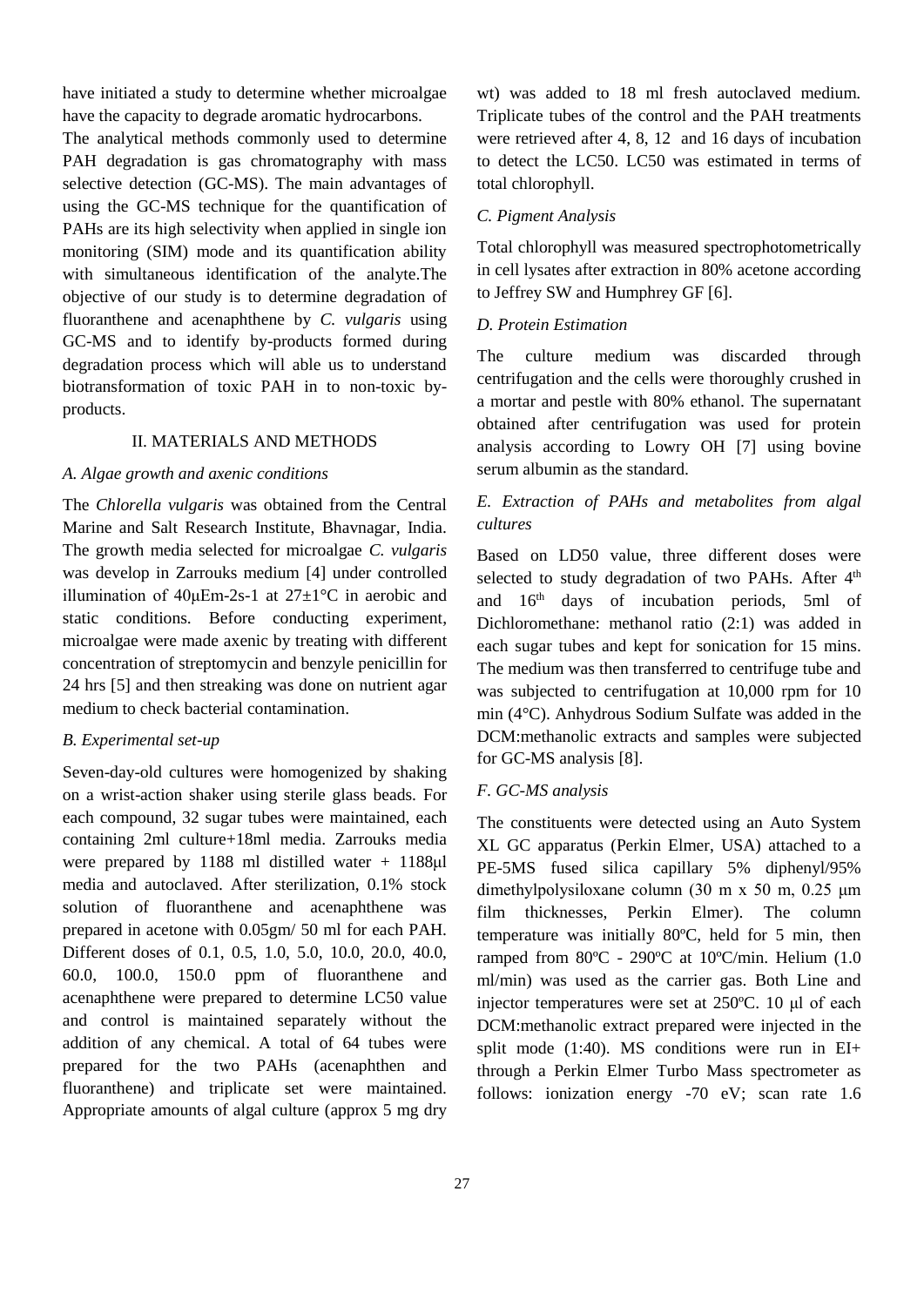have initiated a study to determine whether microalgae have the capacity to degrade aromatic hydrocarbons.

The analytical methods commonly used to determine PAH degradation is gas chromatography with mass selective detection (GC-MS). The main advantages of using the GC-MS technique for the quantification of PAHs are its high selectivity when applied in single ion monitoring (SIM) mode and its quantification ability with simultaneous identification of the analyte.The objective of our study is to determine degradation of fluoranthene and acenaphthene by *C. vulgaris* using GC-MS and to identify by-products formed during degradation process which will able us to understand biotransformation of toxic PAH in to non-toxic by-products.

## II. MATERIALS AND METHODS

### *A. Algae growth and axenic conditions*

The *Chlorella vulgaris* was obtained from the Central Marine and Salt Research Institute, Bhavnagar, India. The growth media selected for microalgae *C. vulgaris* was develop in Zarrouks medium [4] under controlled illumination of 40μEm-2s-1 at 27±1°C in aerobic and static conditions. Before conducting experiment, microalgae were made axenic by treating with different concentration of streptomycin and benzyle penicillin for 24 hrs [5] and then streaking was done on nutrient agar medium to check bacterial contamination.

### *B. Experimental set-up*

Seven-day-old cultures were homogenized by shaking on a wrist-action shaker using sterile glass beads. For each compound, 32 sugar tubes were maintained, each containing 2ml culture+18ml media. Zarrouks media were prepared by 1188 ml distilled water + 1188μl media and autoclaved. After sterilization, 0.1% stock solution of fluoranthene and acenaphthene was prepared in acetone with 0.05gm/ 50 ml for each PAH. Different doses of 0.1, 0.5, 1.0, 5.0, 10.0, 20.0, 40.0, 60.0, 100.0, 150.0 ppm of fluoranthene and acenaphthene were prepared to determine LC50 value and control is maintained separately without the addition of any chemical. A total of 64 tubes were prepared for the two PAHs (acenaphthen and fluoranthene) and triplicate set were maintained. Appropriate amounts of algal culture (approx 5 mg dry wt) was added to 18 ml fresh autoclaved medium. Triplicate tubes of the control and the PAH treatments were retrieved after 4, 8, 12 and 16 days of incubation to detect the LC50. LC50 was estimated in terms of total chlorophyll.

### *C. Pigment Analysis*

Total chlorophyll was measured spectrophotometrically in cell lysates after extraction in 80% acetone according to Jeffrey SW and Humphrey GF [6].

### *D. Protein Estimation*

The culture medium was discarded through centrifugation and the cells were thoroughly crushed in a mortar and pestle with 80% ethanol. The supernatant obtained after centrifugation was used for protein analysis according to Lowry OH [7] using bovine serum albumin as the standard.

### *E. Extraction of PAHs and metabolites from algal cultures*

Based on LD50 value, three different doses were selected to study degradation of two PAHs. After 4th and 16th days of incubation periods, 5ml of Dichloromethane: methanol ratio (2:1) was added in each sugar tubes and kept for sonication for 15 mins. The medium was then transferred to centrifuge tube and was subjected to centrifugation at 10,000 rpm for 10 min (4°C). Anhydrous Sodium Sulfate was added in the DCM:methanolic extracts and samples were subjected for GC-MS analysis [8].

### *F. GC-MS analysis*

The constituents were detected using an Auto System XL GC apparatus (Perkin Elmer, USA) attached to a PE-5MS fused silica capillary 5% diphenyl/95% dimethylpolysiloxane column (30 m x 50 m, 0.25 μm film thicknesses, Perkin Elmer). The column temperature was initially 80ºC, held for 5 min, then ramped from 80ºC - 290ºC at 10ºC/min. Helium (1.0 ml/min) was used as the carrier gas. Both Line and injector temperatures were set at 250ºC. 10 μl of each DCM:methanolic extract prepared were injected in the split mode (1:40). MS conditions were run in EI+ through a Perkin Elmer Turbo Mass spectrometer as follows: ionization energy -70 eV; scan rate 1.6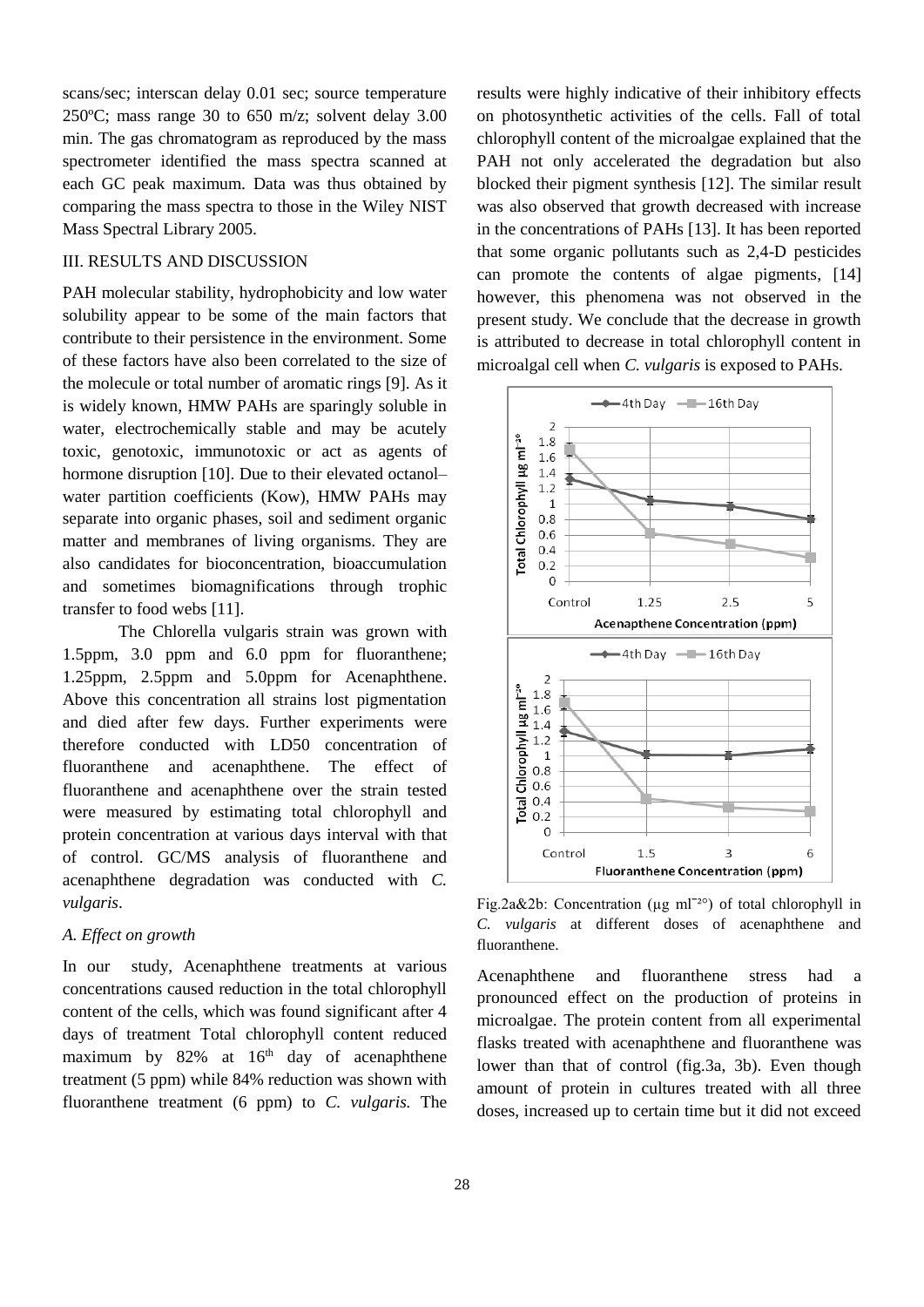scans/sec; interscan delay 0.01 sec; source temperature 250ºC; mass range 30 to 650 m/z; solvent delay 3.00 min. The gas chromatogram as reproduced by the mass spectrometer identified the mass spectra scanned at each GC peak maximum. Data was thus obtained by comparing the mass spectra to those in the Wiley NIST Mass Spectral Library 2005.

## III. RESULTS AND DISCUSSION

PAH molecular stability, hydrophobicity and low water solubility appear to be some of the main factors that contribute to their persistence in the environment. Some of these factors have also been correlated to the size of the molecule or total number of aromatic rings [9]. As it is widely known, HMW PAHs are sparingly soluble in water, electrochemically stable and may be acutely toxic, genotoxic, immunotoxic or act as agents of hormone disruption [10]. Due to their elevated octanol–water partition coefficients (Kow), HMW PAHs may separate into organic phases, soil and sediment organic matter and membranes of living organisms. They are also candidates for bioconcentration, bioaccumulation and sometimes biomagnifications through trophic transfer to food webs [11].

The Chlorella vulgaris strain was grown with 1.5ppm, 3.0 ppm and 6.0 ppm for fluoranthene; 1.25ppm, 2.5ppm and 5.0ppm for Acenaphthene. Above this concentration all strains lost pigmentation and died after few days. Further experiments were therefore conducted with LD50 concentration of fluoranthene and acenaphthene. The effect of fluoranthene and acenaphthene over the strain tested were measured by estimating total chlorophyll and protein concentration at various days interval with that of control. GC/MS analysis of fluoranthene and acenaphthene degradation was conducted with *C. vulgaris*.

### *A. Effect on growth*

In our study, Acenaphthene treatments at various concentrations caused reduction in the total chlorophyll content of the cells, which was found significant after 4 days of treatment Total chlorophyll content reduced maximum by 82% at 16th day of acenaphthene treatment (5 ppm) while 84% reduction was shown with fluoranthene treatment (6 ppm) to *C. vulgaris.* The results were highly indicative of their inhibitory effects on photosynthetic activities of the cells. Fall of total chlorophyll content of the microalgae explained that the PAH not only accelerated the degradation but also blocked their pigment synthesis [12]. The similar result was also observed that growth decreased with increase in the concentrations of PAHs [13]. It has been reported that some organic pollutants such as 2,4-D pesticides can promote the contents of algae pigments, [14] however, this phenomena was not observed in the present study. We conclude that the decrease in growth is attributed to decrease in total chlorophyll content in microalgal cell when *C. vulgaris* is exposed to PAHs.

Fig.2a&2b: Concentration (μg ml⁻²°) of total chlorophyll in *C. vulgaris* at different doses of acenaphthene and fluoranthene.

Acenaphthene and fluoranthene stress had a pronounced effect on the production of proteins in microalgae. The protein content from all experimental flasks treated with acenaphthene and fluoranthene was lower than that of control (fig.3a, 3b). Even though amount of protein in cultures treated with all three doses, increased up to certain time but it did not exceed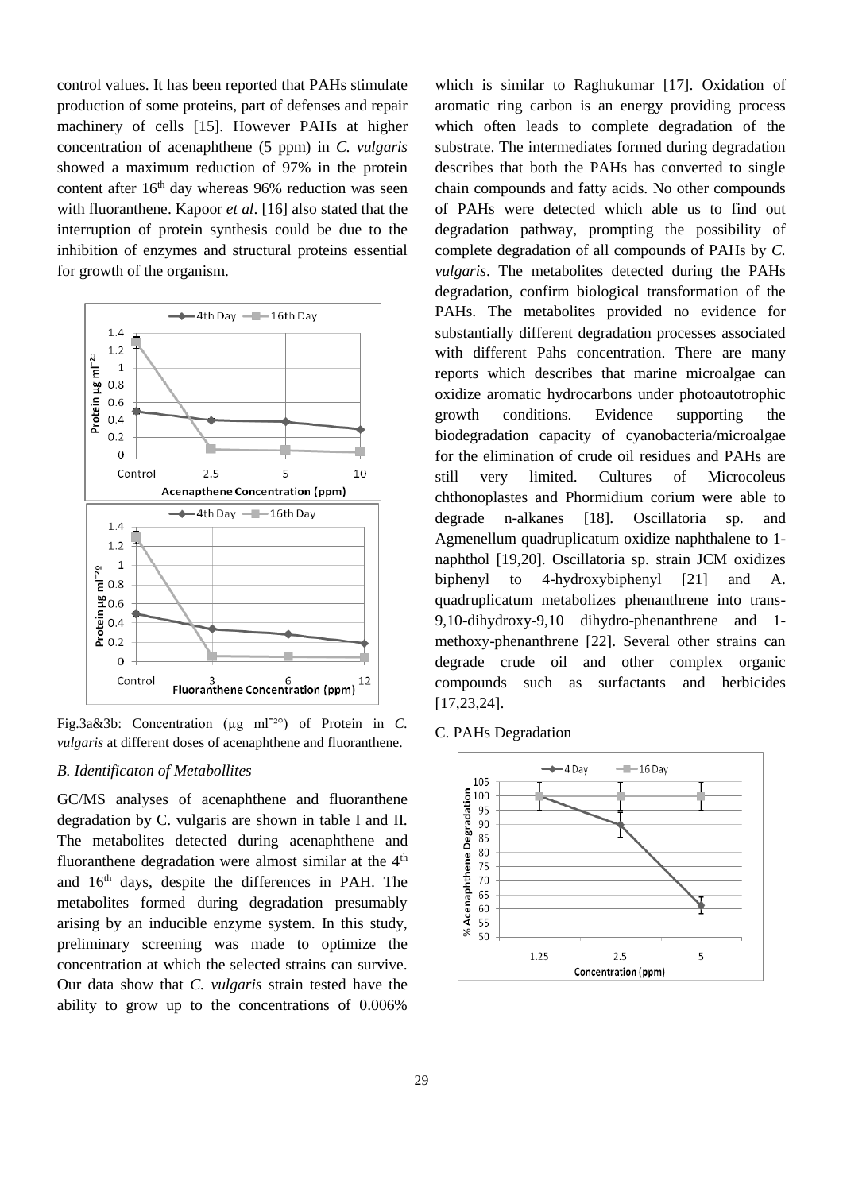control values. It has been reported that PAHs stimulate production of some proteins, part of defenses and repair machinery of cells [15]. However PAHs at higher concentration of acenaphthene (5 ppm) in *C. vulgaris* showed a maximum reduction of 97% in the protein content after 16th day whereas 96% reduction was seen with fluoranthene. Kapoor *et al*. [16] also stated that the interruption of protein synthesis could be due to the inhibition of enzymes and structural proteins essential for growth of the organism.

Fig.3a&3b: Concentration (μg ml⁻²°) of Protein in *C. vulgaris* at different doses of acenaphthene and fluoranthene.

### *B. Identificaton of Metabollites*

GC/MS analyses of acenaphthene and fluoranthene degradation by C. vulgaris are shown in table I and II. The metabolites detected during acenaphthene and fluoranthene degradation were almost similar at the 4th and 16th days, despite the differences in PAH. The metabolites formed during degradation presumably arising by an inducible enzyme system. In this study, preliminary screening was made to optimize the concentration at which the selected strains can survive. Our data show that *C. vulgaris* strain tested have the ability to grow up to the concentrations of 0.006% which is similar to Raghukumar [17]. Oxidation of aromatic ring carbon is an energy providing process which often leads to complete degradation of the substrate. The intermediates formed during degradation describes that both the PAHs has converted to single chain compounds and fatty acids. No other compounds of PAHs were detected which able us to find out degradation pathway, prompting the possibility of complete degradation of all compounds of PAHs by *C. vulgaris*. The metabolites detected during the PAHs degradation, confirm biological transformation of the PAHs. The metabolites provided no evidence for substantially different degradation processes associated with different Pahs concentration. There are many reports which describes that marine microalgae can oxidize aromatic hydrocarbons under photoautotrophic growth conditions. Evidence supporting the biodegradation capacity of cyanobacteria/microalgae for the elimination of crude oil residues and PAHs are still very limited. Cultures of Microcoleus chthonoplastes and Phormidium corium were able to degrade n-alkanes [18]. Oscillatoria sp. and Agmenellum quadruplicatum oxidize naphthalene to 1-naphthol [19,20]. Oscillatoria sp. strain JCM oxidizes biphenyl to 4-hydroxybiphenyl [21] and A. quadruplicatum metabolizes phenanthrene into trans-9,10-dihydroxy-9,10 dihydro-phenanthrene and 1-methoxy-phenanthrene [22]. Several other strains can degrade crude oil and other complex organic compounds such as surfactants and herbicides [17,23,24].

### C. PAHs Degradation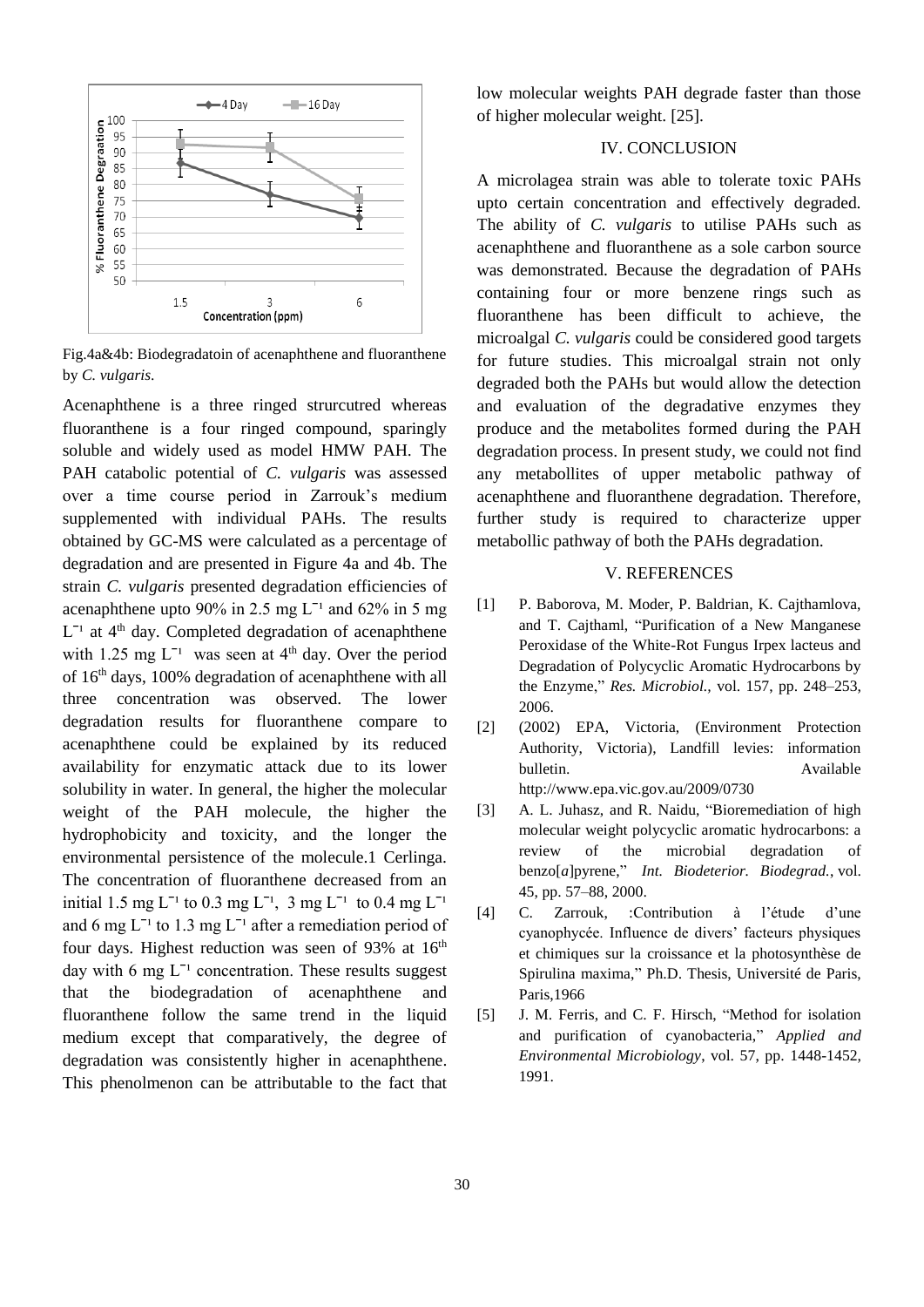Fig.4a&4b: Biodegradatoin of acenaphthene and fluoranthene by *C. vulgaris*.

Acenaphthene is a three ringed strurcutred whereas fluoranthene is a four ringed compound, sparingly soluble and widely used as model HMW PAH. The PAH catabolic potential of *C. vulgaris* was assessed over a time course period in Zarrouk's medium supplemented with individual PAHs. The results obtained by GC-MS were calculated as a percentage of degradation and are presented in Figure 4a and 4b. The strain *C. vulgaris* presented degradation efficiencies of acenaphthene upto 90% in 2.5 mg $L^{-1}$ and 62% in 5 mg $L^{-1}$ at $4^{th}$ day. Completed degradation of acenaphthene with 1.25 mg $L^{-1}$ was seen at $4^{th}$ day. Over the period of $16^{th}$ days, 100% degradation of acenaphthene with all three concentration was observed. The lower degradation results for fluoranthene compare to acenaphthene could be explained by its reduced availability for enzymatic attack due to its lower solubility in water. In general, the higher the molecular weight of the PAH molecule, the higher the hydrophobicity and toxicity, and the longer the environmental persistence of the molecule.1 Cerlinga. The concentration of fluoranthene decreased from an initial 1.5 mg $L^{-1}$ to 0.3 mg $L^{-1}$, 3 mg $L^{-1}$ to 0.4 mg $L^{-1}$ and 6 mg $L^{-1}$ to 1.3 mg $L^{-1}$ after a remediation period of four days. Highest reduction was seen of 93% at $16^{th}$ day with 6 mg $L^{-1}$ concentration. These results suggest that the biodegradation of acenaphthene and fluoranthene follow the same trend in the liquid medium except that comparatively, the degree of degradation was consistently higher in acenaphthene. This phenolmenon can be attributable to the fact that low molecular weights PAH degrade faster than those of higher molecular weight. [25].

## IV. CONCLUSION

A microlagea strain was able to tolerate toxic PAHs upto certain concentration and effectively degraded. The ability of *C. vulgaris* to utilise PAHs such as acenaphthene and fluoranthene as a sole carbon source was demonstrated. Because the degradation of PAHs containing four or more benzene rings such as fluoranthene has been difficult to achieve, the microalgal *C. vulgaris* could be considered good targets for future studies. This microalgal strain not only degraded both the PAHs but would allow the detection and evaluation of the degradative enzymes they produce and the metabolites formed during the PAH degradation process. In present study, we could not find any metabollites of upper metabolic pathway of acenaphthene and fluoranthene degradation. Therefore, further study is required to characterize upper metabollic pathway of both the PAHs degradation.

## V. REFERENCES

[1] P. Baborova, M. Moder, P. Baldrian, K. Cajthamlova, and T. Cajthaml, "Purification of a New Manganese Peroxidase of the White-Rot Fungus Irpex lacteus and Degradation of Polycyclic Aromatic Hydrocarbons by the Enzyme," *Res. Microbiol.*, vol. 157, pp. 248–253, 2006.

[2] (2002) EPA, Victoria, (Environment Protection Authority, Victoria), Landfill levies: information bulletin. Available http://www.epa.vic.gov.au/2009/0730

[3] A. L. Juhasz, and R. Naidu, "Bioremediation of high molecular weight polycyclic aromatic hydrocarbons: a review of the microbial degradation of benzo[*a*]pyrene," *Int. Biodeterior. Biodegrad.*, vol. 45, pp. 57–88, 2000.

[4] C. Zarrouk, :Contribution à l'étude d'une cyanophycée. Influence de divers' facteurs physiques et chimiques sur la croissance et la photosynthèse de Spirulina maxima," Ph.D. Thesis, Université de Paris, Paris,1966

[5] J. M. Ferris, and C. F. Hirsch, "Method for isolation and purification of cyanobacteria," *Applied and Environmental Microbiology*, vol. 57, pp. 1448-1452, 1991.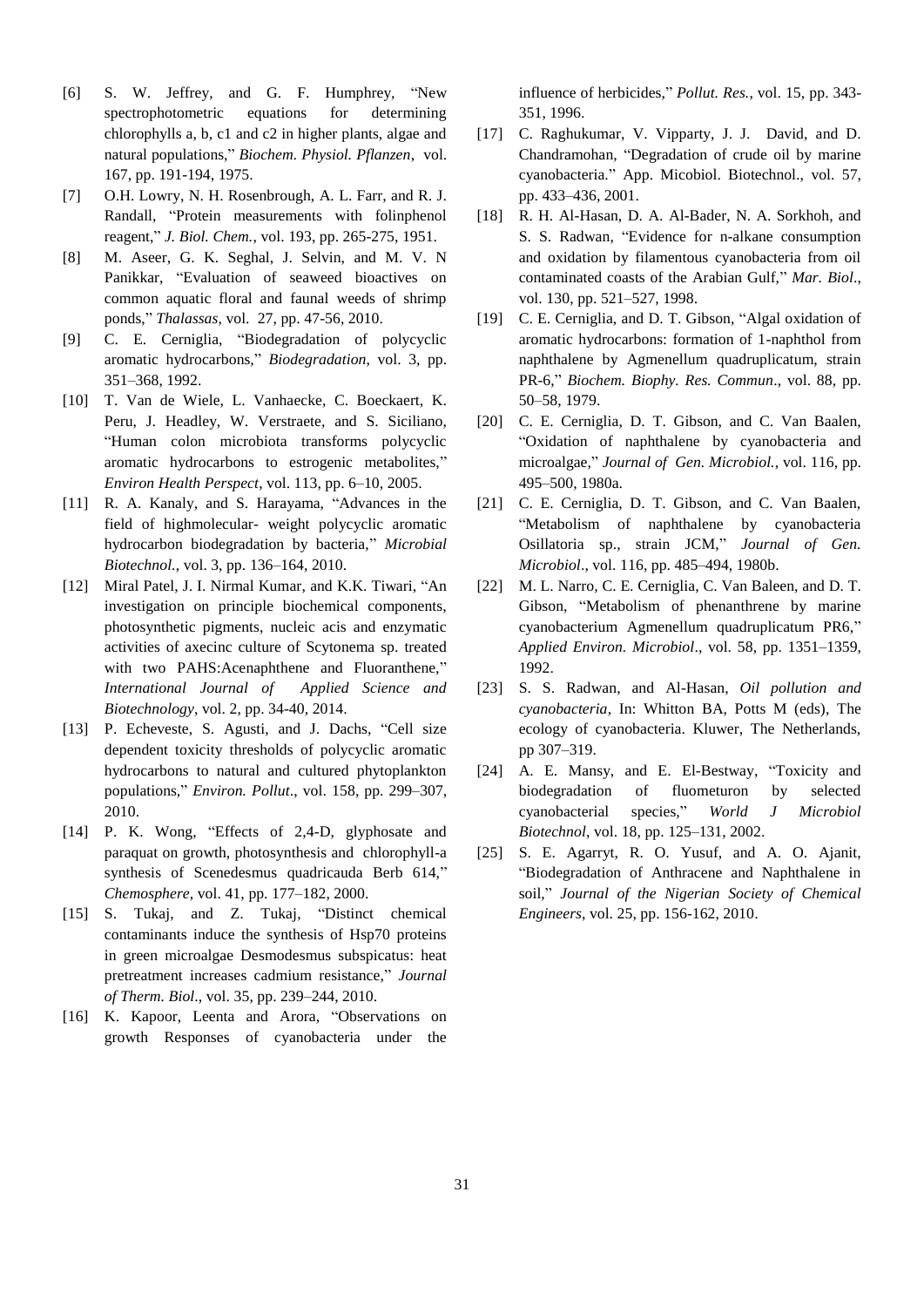[6] S. W. Jeffrey, and G. F. Humphrey, "New spectrophotometric equations for determining chlorophylls a, b, c1 and c2 in higher plants, algae and natural populations," *Biochem. Physiol. Pflanzen*, vol. 167, pp. 191-194, 1975.

[7] O.H. Lowry, N. H. Rosenbrough, A. L. Farr, and R. J. Randall, "Protein measurements with folinphenol reagent," *J. Biol. Chem.*, vol. 193, pp. 265-275, 1951.

[8] M. Aseer, G. K. Seghal, J. Selvin, and M. V. N Panikkar, "Evaluation of seaweed bioactives on common aquatic floral and faunal weeds of shrimp ponds," *Thalassas*, vol. 27, pp. 47-56, 2010.

[9] C. E. Cerniglia, "Biodegradation of polycyclic aromatic hydrocarbons," *Biodegradation*, vol. 3, pp. 351–368, 1992.

[10] T. Van de Wiele, L. Vanhaecke, C. Boeckaert, K. Peru, J. Headley, W. Verstraete, and S. Siciliano, "Human colon microbiota transforms polycyclic aromatic hydrocarbons to estrogenic metabolites," *Environ Health Perspect*, vol. 113, pp. 6–10, 2005.

[11] R. A. Kanaly, and S. Harayama, "Advances in the field of highmolecular- weight polycyclic aromatic hydrocarbon biodegradation by bacteria," *Microbial Biotechnol.*, vol. 3, pp. 136–164, 2010.

[12] Miral Patel, J. I. Nirmal Kumar, and K.K. Tiwari, "An investigation on principle biochemical components, photosynthetic pigments, nucleic acis and enzymatic activities of axecinc culture of Scytonema sp. treated with two PAHS:Acenaphthene and Fluoranthene," *International Journal of Applied Science and Biotechnology*, vol. 2, pp. 34-40, 2014.

[13] P. Echeveste, S. Agusti, and J. Dachs, "Cell size dependent toxicity thresholds of polycyclic aromatic hydrocarbons to natural and cultured phytoplankton populations," *Environ. Pollut*., vol. 158, pp. 299–307, 2010.

[14] P. K. Wong, "Effects of 2,4-D, glyphosate and paraquat on growth, photosynthesis and chlorophyll-a synthesis of Scenedesmus quadricauda Berb 614," *Chemosphere*, vol. 41, pp. 177–182, 2000.

[15] S. Tukaj, and Z. Tukaj, "Distinct chemical contaminants induce the synthesis of Hsp70 proteins in green microalgae Desmodesmus subspicatus: heat pretreatment increases cadmium resistance," *Journal of Therm. Biol*., vol. 35, pp. 239–244, 2010.

[16] K. Kapoor, Leenta and Arora, "Observations on growth Responses of cyanobacteria under the influence of herbicides," *Pollut. Res.*, vol. 15, pp. 343-351, 1996.

[17] C. Raghukumar, V. Vipparty, J. J. David, and D. Chandramohan, "Degradation of crude oil by marine cyanobacteria." App. Micobiol. Biotechnol., vol. 57, pp. 433–436, 2001.

[18] R. H. Al-Hasan, D. A. Al-Bader, N. A. Sorkhoh, and S. S. Radwan, "Evidence for n-alkane consumption and oxidation by filamentous cyanobacteria from oil contaminated coasts of the Arabian Gulf," *Mar. Biol*., vol. 130, pp. 521–527, 1998.

[19] C. E. Cerniglia, and D. T. Gibson, "Algal oxidation of aromatic hydrocarbons: formation of 1-naphthol from naphthalene by Agmenellum quadruplicatum, strain PR-6," *Biochem. Biophy. Res. Commun*., vol. 88, pp. 50–58, 1979.

[20] C. E. Cerniglia, D. T. Gibson, and C. Van Baalen, "Oxidation of naphthalene by cyanobacteria and microalgae," *Journal of Gen. Microbiol.*, vol. 116, pp. 495–500, 1980a.

[21] C. E. Cerniglia, D. T. Gibson, and C. Van Baalen, "Metabolism of naphthalene by cyanobacteria Osillatoria sp., strain JCM," *Journal of Gen. Microbiol*., vol. 116, pp. 485–494, 1980b.

[22] M. L. Narro, C. E. Cerniglia, C. Van Baleen, and D. T. Gibson, "Metabolism of phenanthrene by marine cyanobacterium Agmenellum quadruplicatum PR6," *Applied Environ. Microbiol*., vol. 58, pp. 1351–1359, 1992.

[23] S. S. Radwan, and Al-Hasan, *Oil pollution and cyanobacteria*, In: Whitton BA, Potts M (eds), The ecology of cyanobacteria. Kluwer, The Netherlands, pp 307–319.

[24] A. E. Mansy, and E. El-Bestway, "Toxicity and biodegradation of fluometuron by selected cyanobacterial species," *World J Microbiol Biotechnol*, vol. 18, pp. 125–131, 2002.

[25] S. E. Agarryt, R. O. Yusuf, and A. O. Ajanit, "Biodegradation of Anthracene and Naphthalene in soil," *Journal of the Nigerian Society of Chemical Engineers*, vol. 25, pp. 156-162, 2010.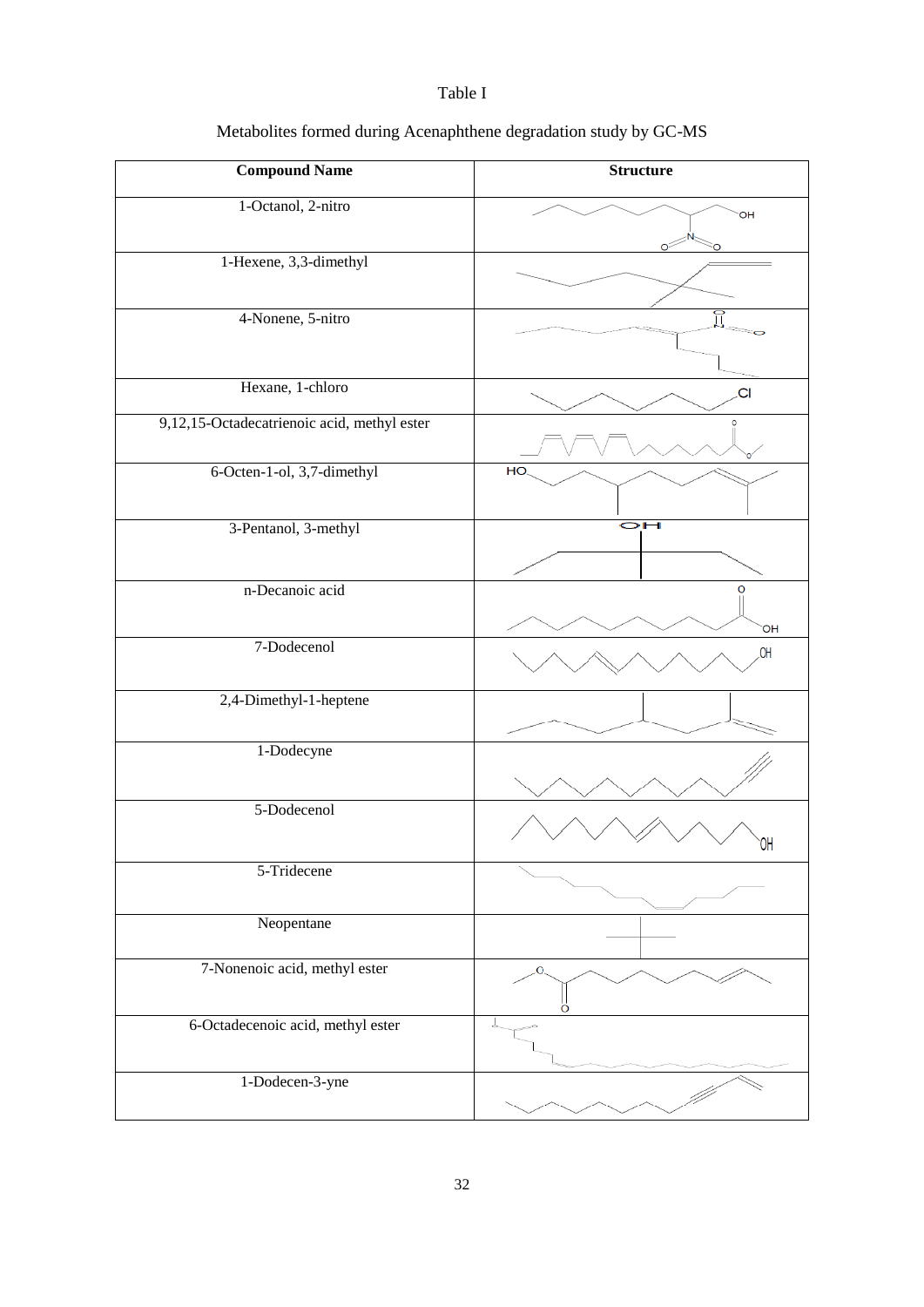Table I

Metabolites formed during Acenaphthene degradation study by GC-MS

| Compound Name | Structure |
| --- | --- |
| 1-Octanol, 2-nitro | |
| 1-Hexene, 3,3-dimethyl | |
| 4-Nonene, 5-nitro | |
| Hexane, 1-chloro | |
| 9,12,15-Octadecatrienoic acid, methyl ester | |
| 6-Octen-1-ol, 3,7-dimethyl | |
| 3-Pentanol, 3-methyl | |
| n-Decanoic acid | |
| 7-Dodecenol | |
| 2,4-Dimethyl-1-heptene | |
| 1-Dodecyne | |
| 5-Dodecenol | |
| 5-Tridecene | |
| Neopentane | |
| 7-Nonenoic acid, methyl ester | |
| 6-Octadecenoic acid, methyl ester | |
| 1-Dodecen-3-yne | |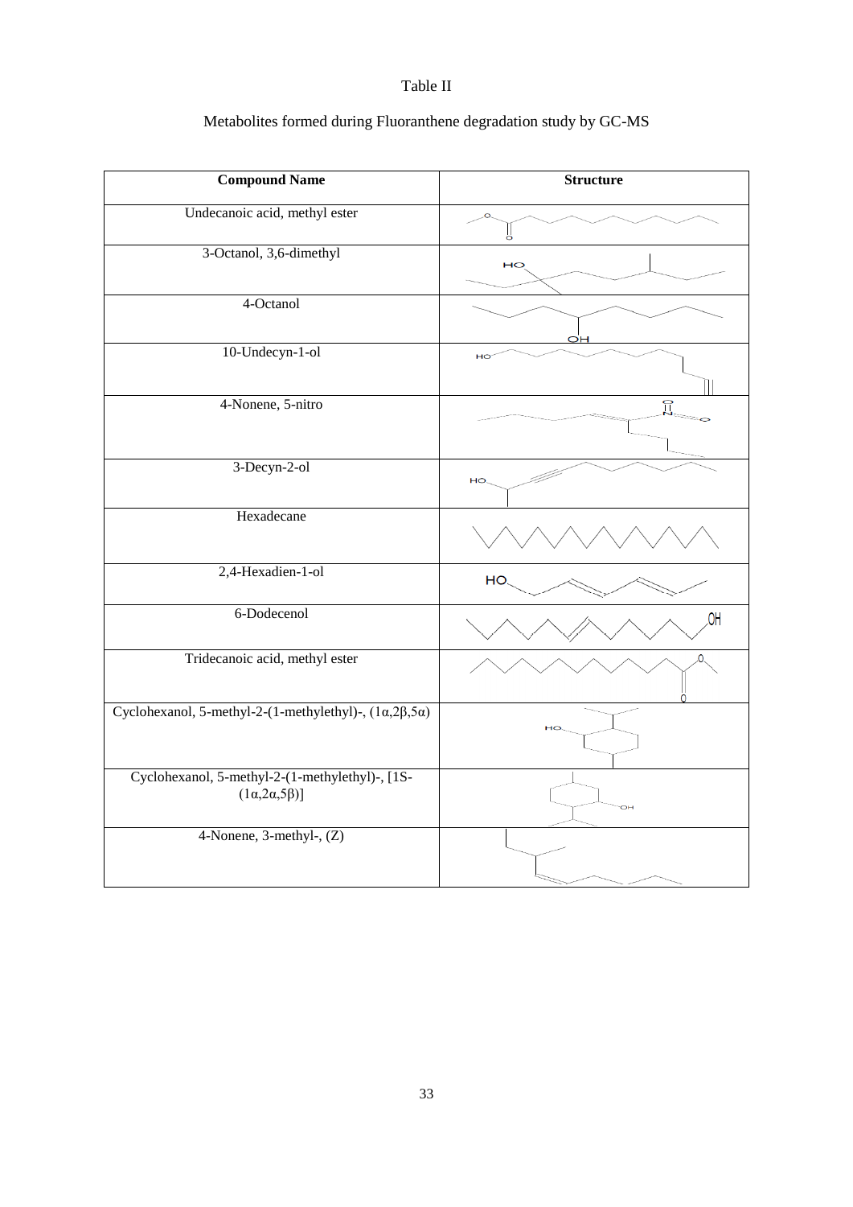Table II

Metabolites formed during Fluoranthene degradation study by GC-MS

| Compound Name | Structure |
| --- | --- |
| Undecanoic acid, methyl ester | |
| 3-Octanol, 3,6-dimethyl | |
| 4-Octanol | |
| 10-Undecyn-1-ol | |
| 4-Nonene, 5-nitro | |
| 3-Decyn-2-ol | |
| Hexadecane | |
| 2,4-Hexadien-1-ol | |
| 6-Dodecenol | |
| Tridecanoic acid, methyl ester | |
| Cyclohexanol, 5-methyl-2-(1-methylethyl)-, (1α,2β,5α) | |
| Cyclohexanol, 5-methyl-2-(1-methylethyl)-, [1S-(1α,2α,5β)] | |
| 4-Nonene, 3-methyl-, (Z) | |